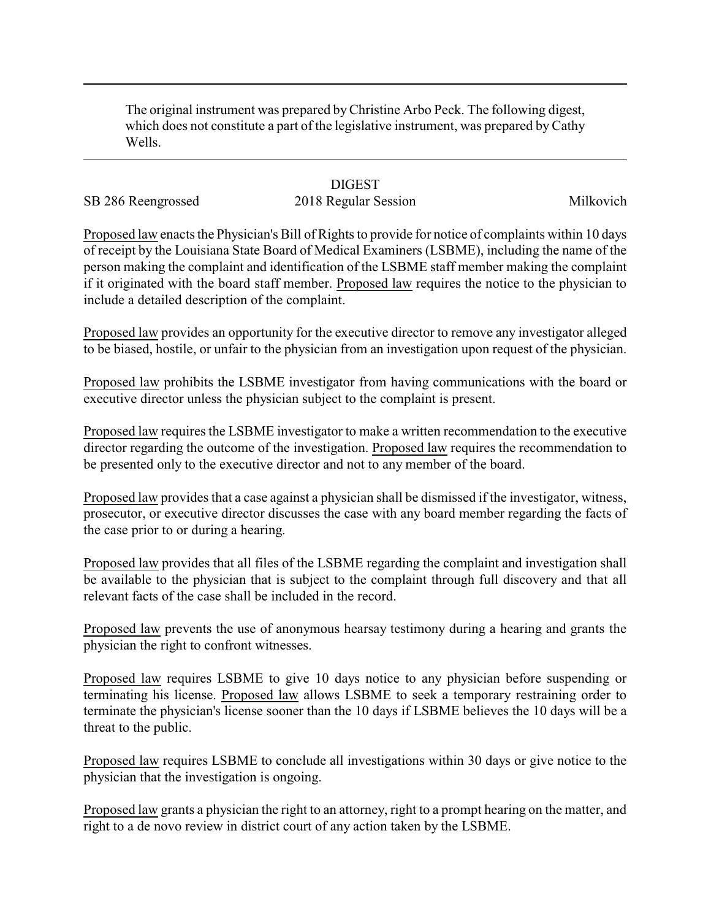The original instrument was prepared by Christine Arbo Peck. The following digest, which does not constitute a part of the legislative instrument, was prepared by Cathy Wells.

DIGEST

SB 286 Reengrossed | 2018 Regular Session | Milkovich

Proposed law enacts the Physician's Bill of Rights to provide for notice of complaints within 10 days of receipt by the Louisiana State Board of Medical Examiners (LSBME), including the name of the person making the complaint and identification of the LSBME staff member making the complaint if it originated with the board staff member. Proposed law requires the notice to the physician to include a detailed description of the complaint.

Proposed law provides an opportunity for the executive director to remove any investigator alleged to be biased, hostile, or unfair to the physician from an investigation upon request of the physician.

Proposed law prohibits the LSBME investigator from having communications with the board or executive director unless the physician subject to the complaint is present.

Proposed law requires the LSBME investigator to make a written recommendation to the executive director regarding the outcome of the investigation. Proposed law requires the recommendation to be presented only to the executive director and not to any member of the board.

Proposed law provides that a case against a physician shall be dismissed if the investigator, witness, prosecutor, or executive director discusses the case with any board member regarding the facts of the case prior to or during a hearing.

Proposed law provides that all files of the LSBME regarding the complaint and investigation shall be available to the physician that is subject to the complaint through full discovery and that all relevant facts of the case shall be included in the record.

Proposed law prevents the use of anonymous hearsay testimony during a hearing and grants the physician the right to confront witnesses.

Proposed law requires LSBME to give 10 days notice to any physician before suspending or terminating his license. Proposed law allows LSBME to seek a temporary restraining order to terminate the physician's license sooner than the 10 days if LSBME believes the 10 days will be a threat to the public.

Proposed law requires LSBME to conclude all investigations within 30 days or give notice to the physician that the investigation is ongoing.

Proposed law grants a physician the right to an attorney, right to a prompt hearing on the matter, and right to a de novo review in district court of any action taken by the LSBME.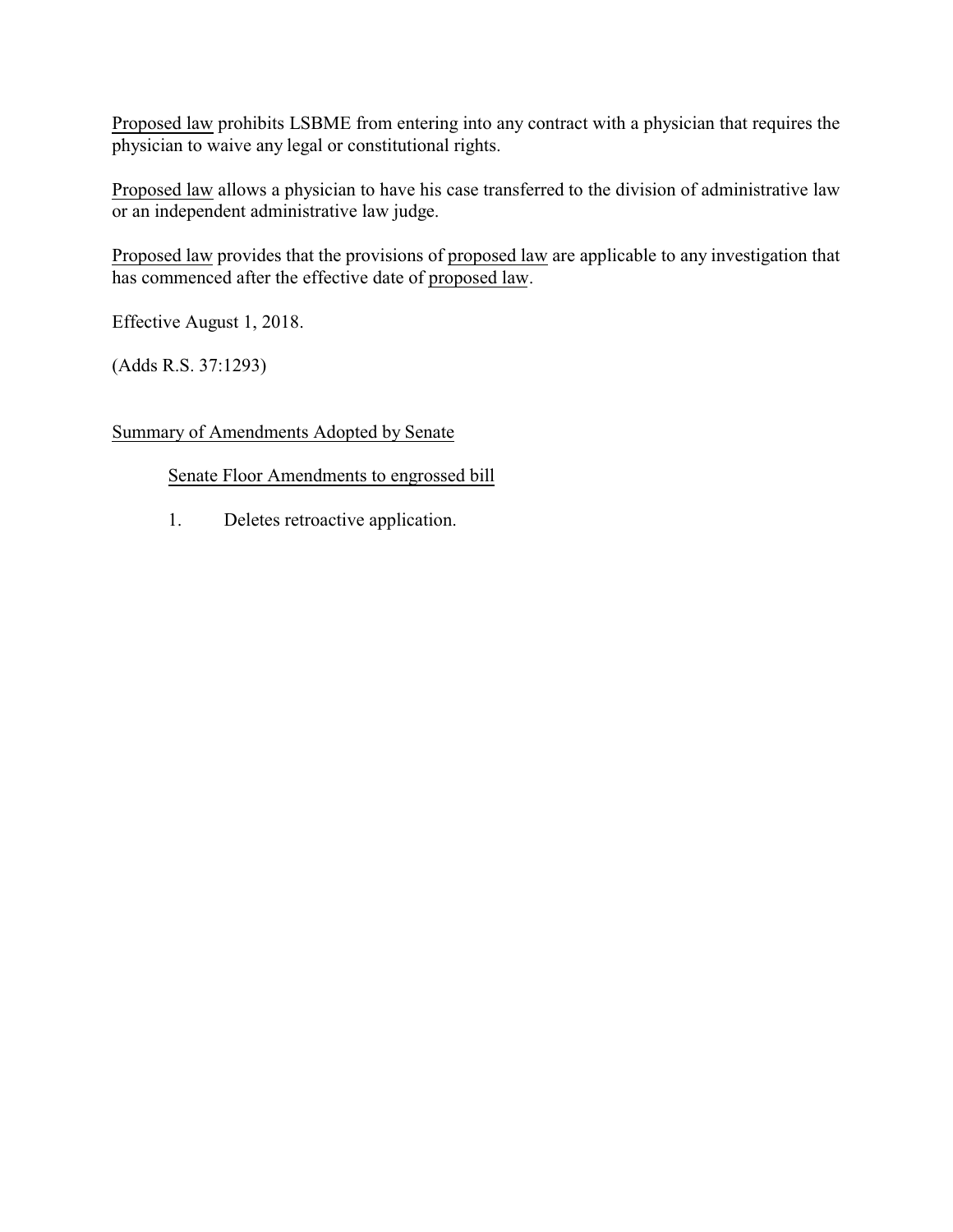Proposed law prohibits LSBME from entering into any contract with a physician that requires the physician to waive any legal or constitutional rights.

Proposed law allows a physician to have his case transferred to the division of administrative law or an independent administrative law judge.

Proposed law provides that the provisions of proposed law are applicable to any investigation that has commenced after the effective date of proposed law.

Effective August 1, 2018.

(Adds R.S. 37:1293)

Summary of Amendments Adopted by Senate

Senate Floor Amendments to engrossed bill

1. Deletes retroactive application.